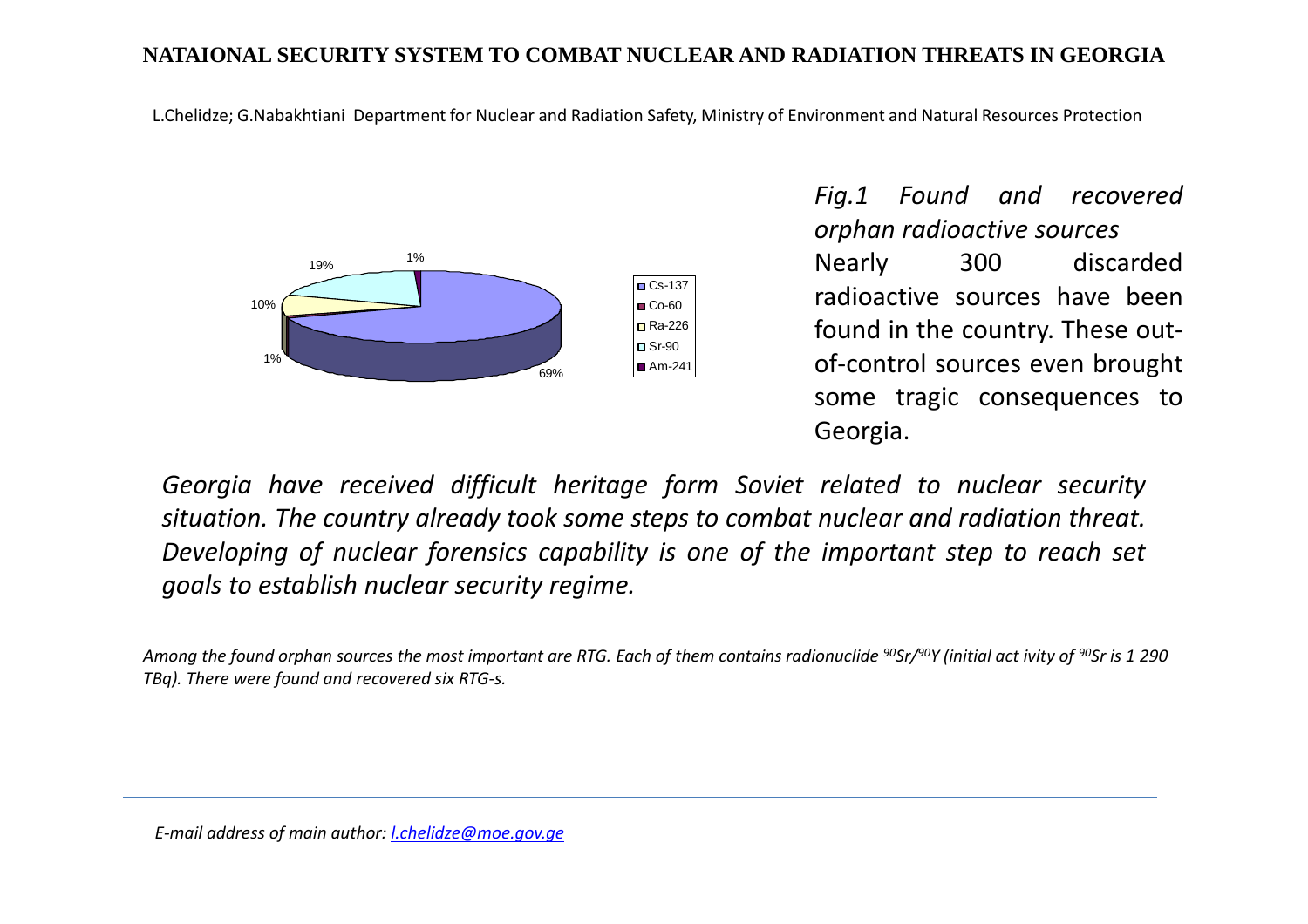# NATAIONAL SECURITY SYSTEM TO COMBAT NUCLEAR AND RADIATION THREATS IN GEORGIA

L.Chelidze; G.Nabakhtiani Department for Nuclear and Radiation Safety, Ministry of Environment and Natural Resources Protection

| Source | Share |
|---|---|
| Cs-137 | 69% |
| Co-60 | 1% |
| Ra-226 | 10% |
| Sr-90 | 19% |
| Am-241 | 1% |

*Fig.1 Found and recovered orphan radioactive sources*

Nearly 300 discarded radioactive sources have been found in the country. These out-of-control sources even brought some tragic consequences to Georgia.

*Georgia have received difficult heritage form Soviet related to nuclear security situation. The country already took some steps to combat nuclear and radiation threat. Developing of nuclear forensics capability is one of the important step to reach set goals to establish nuclear security regime.*

*Among the found orphan sources the most important are RTG. Each of them contains radionuclide $^{90}Sr/^{90}Y$ (initial act ivity of $^{90}Sr$ is 1 290 TBq). There were found and recovered six RTG-s.*

---

*E-mail address of main author: [l.chelidze@moe.gov.ge](mailto:l.chelidze@moe.gov.ge)*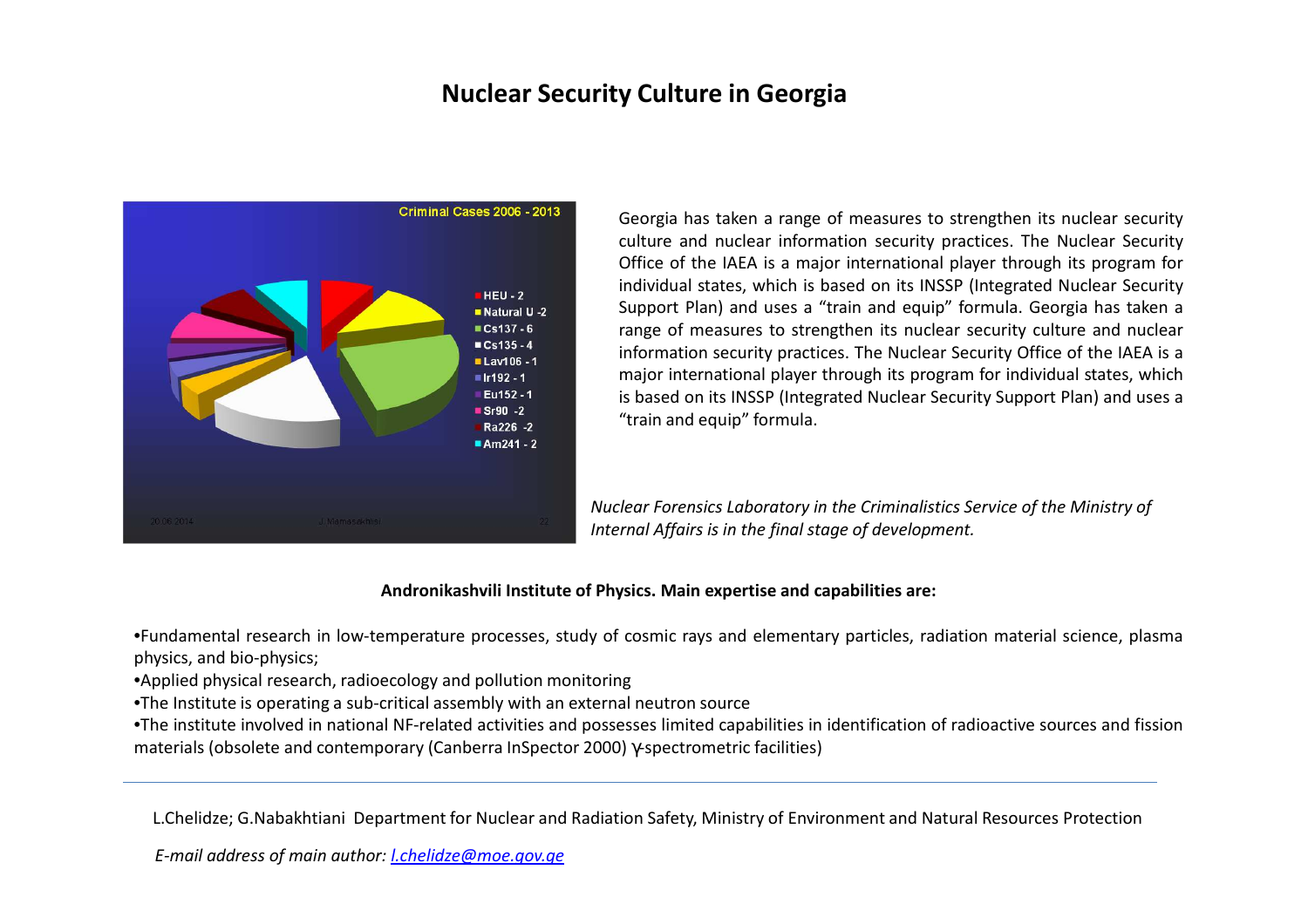# Nuclear Security Culture in Georgia

Criminal Cases 2006 - 2013

HEU - 2
Natural U -2
Cs137 - 6
Cs135 - 4
Lav106 - 1
Ir192 - 1
Eu152 - 1
Sr90 -2
Ra226 -2
Am241 - 2

20.06.2014 J. Mamasakhlisi 22

Georgia has taken a range of measures to strengthen its nuclear security culture and nuclear information security practices. The Nuclear Security Office of the IAEA is a major international player through its program for individual states, which is based on its INSSP (Integrated Nuclear Security Support Plan) and uses a "train and equip" formula. Georgia has taken a range of measures to strengthen its nuclear security culture and nuclear information security practices. The Nuclear Security Office of the IAEA is a major international player through its program for individual states, which is based on its INSSP (Integrated Nuclear Security Support Plan) and uses a "train and equip" formula.

*Nuclear Forensics Laboratory in the Criminalistics Service of the Ministry of Internal Affairs is in the final stage of development.*

**Andronikashvili Institute of Physics. Main expertise and capabilities are:**

- Fundamental research in low-temperature processes, study of cosmic rays and elementary particles, radiation material science, plasma physics, and bio-physics;
- Applied physical research, radioecology and pollution monitoring
- The Institute is operating a sub-critical assembly with an external neutron source
- The institute involved in national NF-related activities and possesses limited capabilities in identification of radioactive sources and fission materials (obsolete and contemporary (Canberra InSpector 2000) $\gamma$-spectrometric facilities)

---

L.Chelidze; G.Nabakhtiani Department for Nuclear and Radiation Safety, Ministry of Environment and Natural Resources Protection

*E-mail address of main author:* [l.chelidze@moe.gov.ge](mailto:l.chelidze@moe.gov.ge)